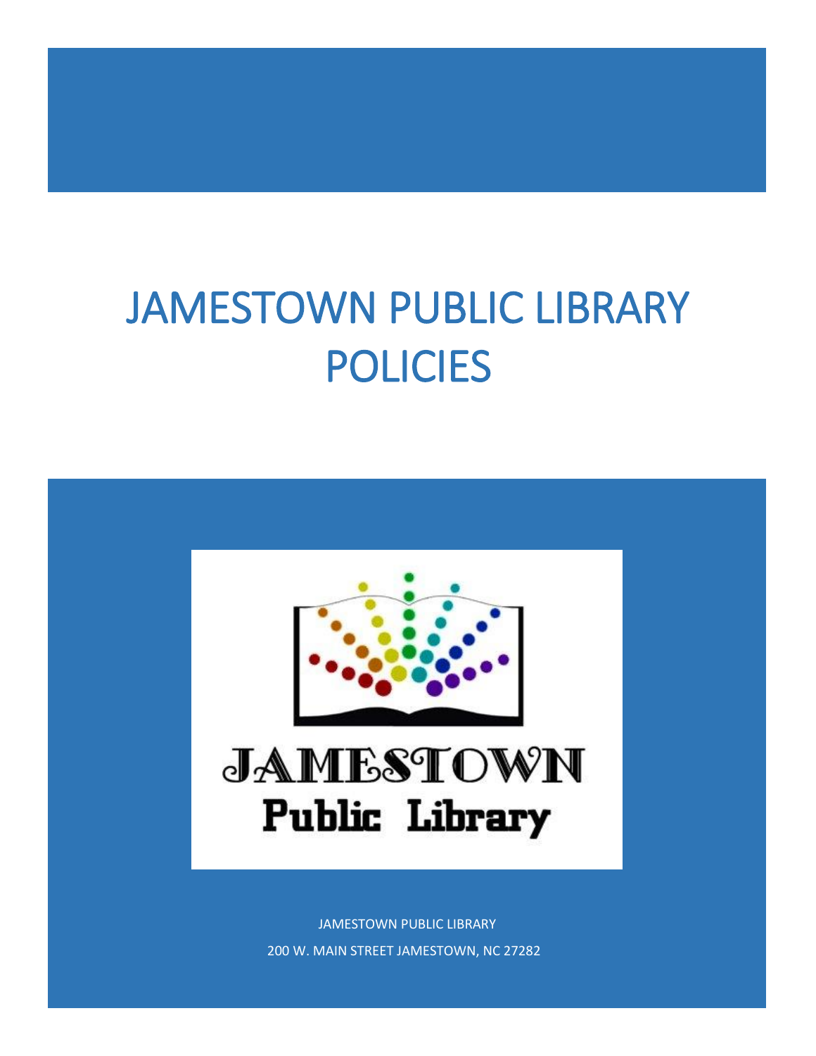# JAMESTOWN PUBLIC LIBRARY POLICIES

JAMESTOWN Public Library

JAMESTOWN PUBLIC LIBRARY

200 W. MAIN STREET JAMESTOWN, NC 27282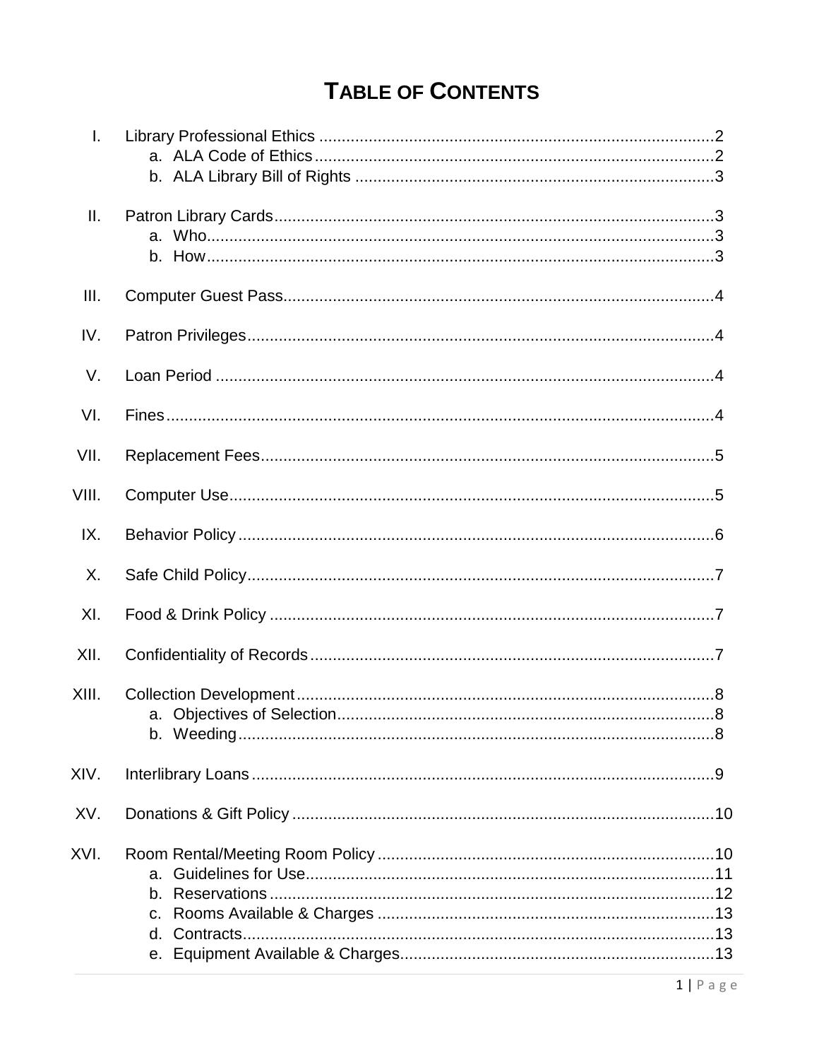# TABLE OF CONTENTS

- I. Library Professional Ethics ........ 2
  - a. ALA Code of Ethics ........ 2
  - b. ALA Library Bill of Rights ........ 3
- II. Patron Library Cards ........ 3
  - a. Who ........ 3
  - b. How ........ 3
- III. Computer Guest Pass ........ 4
- IV. Patron Privileges ........ 4
- V. Loan Period ........ 4
- VI. Fines ........ 4
- VII. Replacement Fees ........ 5
- VIII. Computer Use ........ 5
- IX. Behavior Policy ........ 6
- X. Safe Child Policy ........ 7
- XI. Food & Drink Policy ........ 7
- XII. Confidentiality of Records ........ 7
- XIII. Collection Development ........ 8
  - a. Objectives of Selection ........ 8
  - b. Weeding ........ 8
- XIV. Interlibrary Loans ........ 9
- XV. Donations & Gift Policy ........ 10
- XVI. Room Rental/Meeting Room Policy ........ 10
  - a. Guidelines for Use ........ 11
  - b. Reservations ........ 12
  - c. Rooms Available & Charges ........ 13
  - d. Contracts ........ 13
  - e. Equipment Available & Charges ........ 13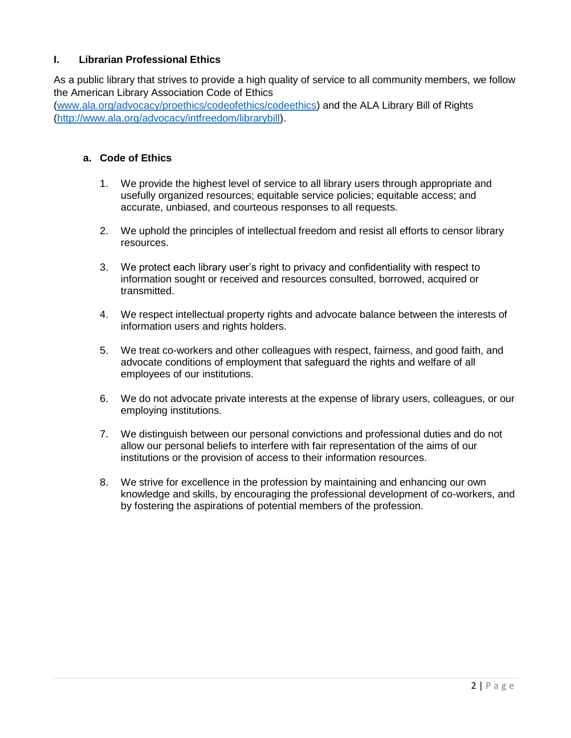## I. Librarian Professional Ethics

As a public library that strives to provide a high quality of service to all community members, we follow the American Library Association Code of Ethics ([www.ala.org/advocacy/proethics/codeofethics/codeethics](www.ala.org/advocacy/proethics/codeofethics/codeethics)) and the ALA Library Bill of Rights ([http://www.ala.org/advocacy/intfreedom/librarybill](http://www.ala.org/advocacy/intfreedom/librarybill)).

### a. Code of Ethics

1. We provide the highest level of service to all library users through appropriate and usefully organized resources; equitable service policies; equitable access; and accurate, unbiased, and courteous responses to all requests.

2. We uphold the principles of intellectual freedom and resist all efforts to censor library resources.

3. We protect each library user's right to privacy and confidentiality with respect to information sought or received and resources consulted, borrowed, acquired or transmitted.

4. We respect intellectual property rights and advocate balance between the interests of information users and rights holders.

5. We treat co-workers and other colleagues with respect, fairness, and good faith, and advocate conditions of employment that safeguard the rights and welfare of all employees of our institutions.

6. We do not advocate private interests at the expense of library users, colleagues, or our employing institutions.

7. We distinguish between our personal convictions and professional duties and do not allow our personal beliefs to interfere with fair representation of the aims of our institutions or the provision of access to their information resources.

8. We strive for excellence in the profession by maintaining and enhancing our own knowledge and skills, by encouraging the professional development of co-workers, and by fostering the aspirations of potential members of the profession.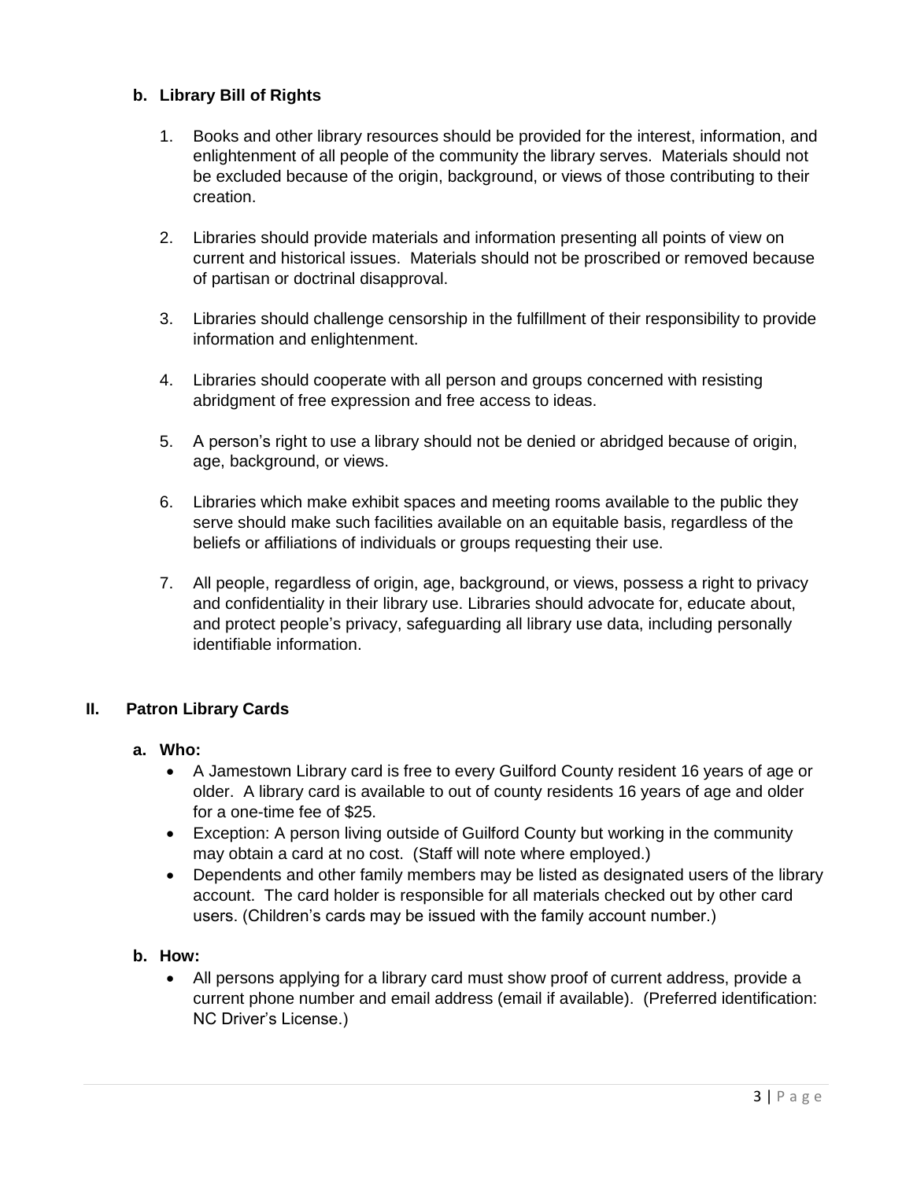### b. Library Bill of Rights

1. Books and other library resources should be provided for the interest, information, and enlightenment of all people of the community the library serves. Materials should not be excluded because of the origin, background, or views of those contributing to their creation.

2. Libraries should provide materials and information presenting all points of view on current and historical issues. Materials should not be proscribed or removed because of partisan or doctrinal disapproval.

3. Libraries should challenge censorship in the fulfillment of their responsibility to provide information and enlightenment.

4. Libraries should cooperate with all person and groups concerned with resisting abridgment of free expression and free access to ideas.

5. A person's right to use a library should not be denied or abridged because of origin, age, background, or views.

6. Libraries which make exhibit spaces and meeting rooms available to the public they serve should make such facilities available on an equitable basis, regardless of the beliefs or affiliations of individuals or groups requesting their use.

7. All people, regardless of origin, age, background, or views, possess a right to privacy and confidentiality in their library use. Libraries should advocate for, educate about, and protect people's privacy, safeguarding all library use data, including personally identifiable information.

## II. Patron Library Cards

### a. Who:

- A Jamestown Library card is free to every Guilford County resident 16 years of age or older. A library card is available to out of county residents 16 years of age and older for a one-time fee of $25.
- Exception: A person living outside of Guilford County but working in the community may obtain a card at no cost. (Staff will note where employed.)
- Dependents and other family members may be listed as designated users of the library account. The card holder is responsible for all materials checked out by other card users. (Children's cards may be issued with the family account number.)

### b. How:

- All persons applying for a library card must show proof of current address, provide a current phone number and email address (email if available). (Preferred identification: NC Driver's License.)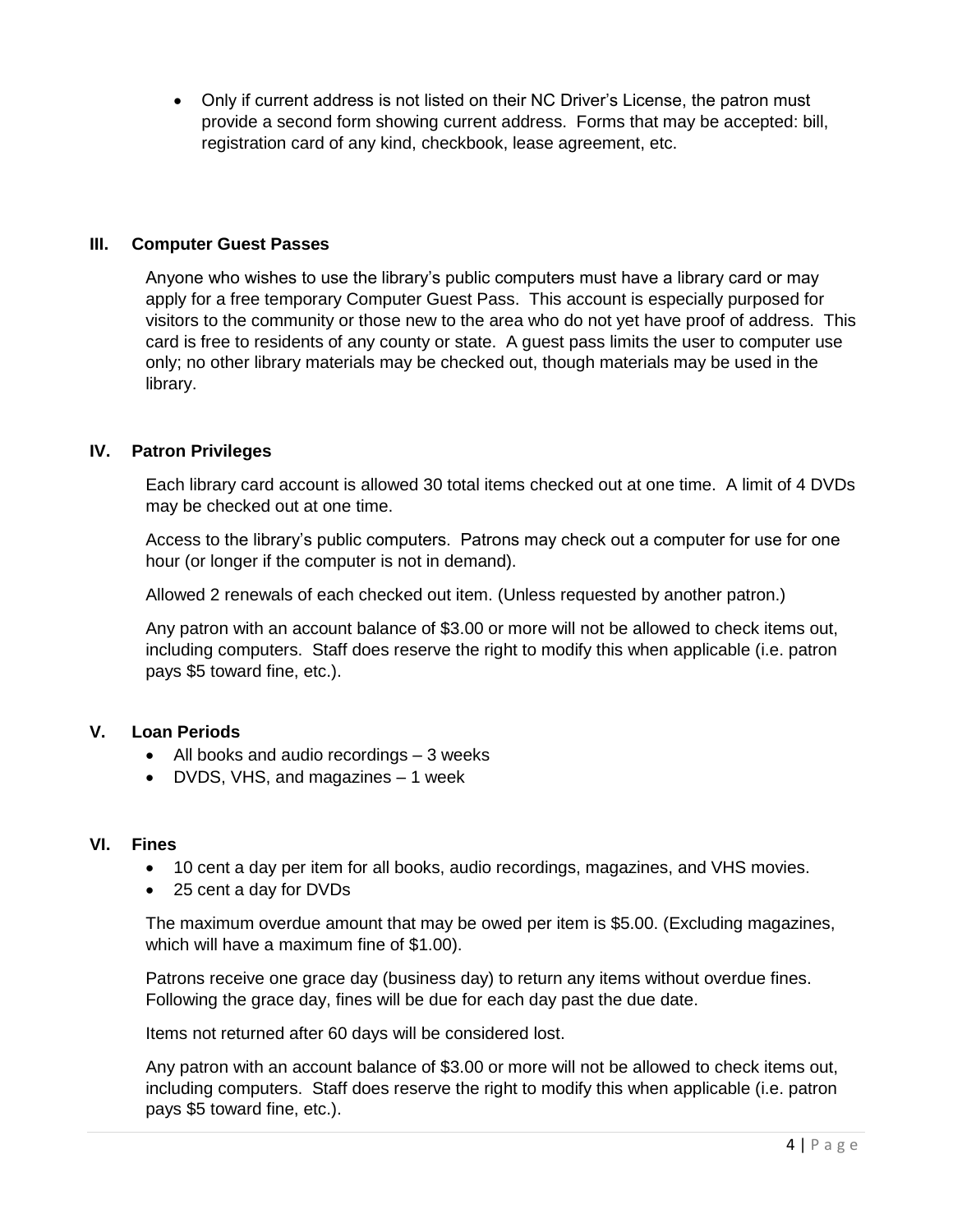- Only if current address is not listed on their NC Driver's License, the patron must provide a second form showing current address. Forms that may be accepted: bill, registration card of any kind, checkbook, lease agreement, etc.

## III. Computer Guest Passes

Anyone who wishes to use the library's public computers must have a library card or may apply for a free temporary Computer Guest Pass. This account is especially purposed for visitors to the community or those new to the area who do not yet have proof of address. This card is free to residents of any county or state. A guest pass limits the user to computer use only; no other library materials may be checked out, though materials may be used in the library.

## IV. Patron Privileges

Each library card account is allowed 30 total items checked out at one time. A limit of 4 DVDs may be checked out at one time.

Access to the library's public computers. Patrons may check out a computer for use for one hour (or longer if the computer is not in demand).

Allowed 2 renewals of each checked out item. (Unless requested by another patron.)

Any patron with an account balance of $3.00 or more will not be allowed to check items out, including computers. Staff does reserve the right to modify this when applicable (i.e. patron pays $5 toward fine, etc.).

## V. Loan Periods

- All books and audio recordings – 3 weeks
- DVDS, VHS, and magazines – 1 week

## VI. Fines

- 10 cent a day per item for all books, audio recordings, magazines, and VHS movies.
- 25 cent a day for DVDs

The maximum overdue amount that may be owed per item is $5.00. (Excluding magazines, which will have a maximum fine of $1.00).

Patrons receive one grace day (business day) to return any items without overdue fines. Following the grace day, fines will be due for each day past the due date.

Items not returned after 60 days will be considered lost.

Any patron with an account balance of $3.00 or more will not be allowed to check items out, including computers. Staff does reserve the right to modify this when applicable (i.e. patron pays $5 toward fine, etc.).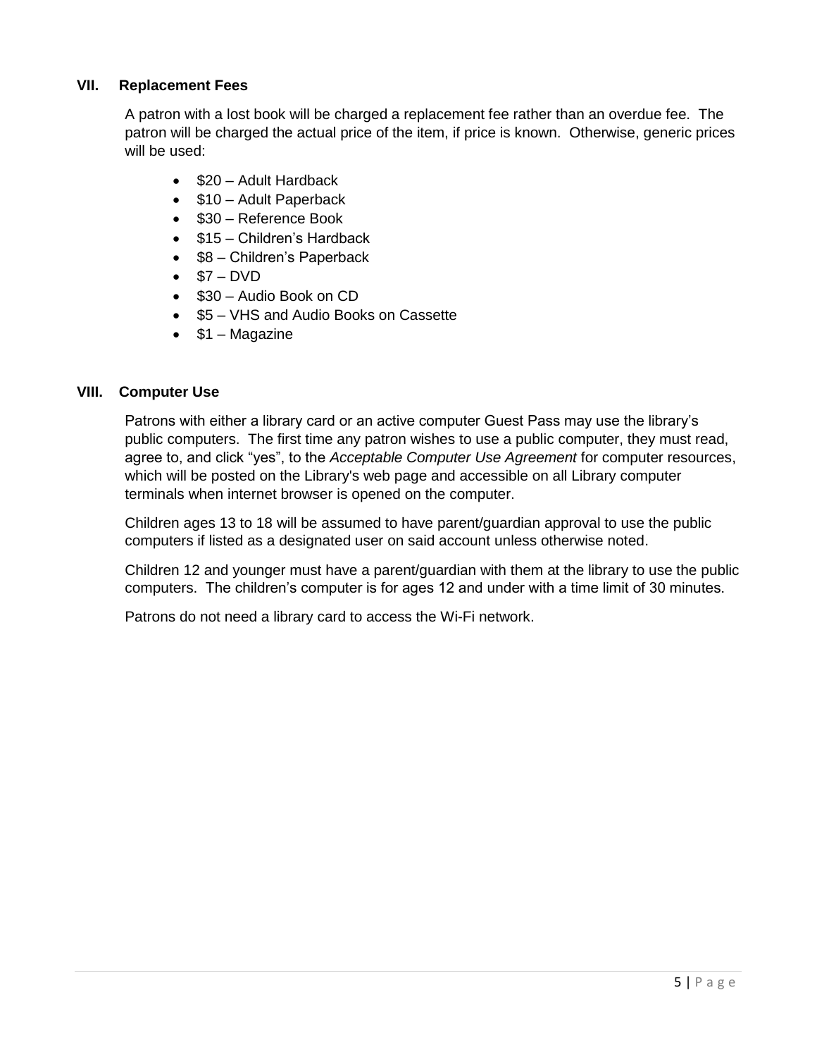## VII. Replacement Fees

A patron with a lost book will be charged a replacement fee rather than an overdue fee. The patron will be charged the actual price of the item, if price is known. Otherwise, generic prices will be used:

- $20 – Adult Hardback
- $10 – Adult Paperback
- $30 – Reference Book
- $15 – Children's Hardback
- $8 – Children's Paperback
- $7 – DVD
- $30 – Audio Book on CD
- $5 – VHS and Audio Books on Cassette
- $1 – Magazine

## VIII. Computer Use

Patrons with either a library card or an active computer Guest Pass may use the library's public computers. The first time any patron wishes to use a public computer, they must read, agree to, and click "yes", to the *Acceptable Computer Use Agreement* for computer resources, which will be posted on the Library's web page and accessible on all Library computer terminals when internet browser is opened on the computer.

Children ages 13 to 18 will be assumed to have parent/guardian approval to use the public computers if listed as a designated user on said account unless otherwise noted.

Children 12 and younger must have a parent/guardian with them at the library to use the public computers. The children's computer is for ages 12 and under with a time limit of 30 minutes.

Patrons do not need a library card to access the Wi-Fi network.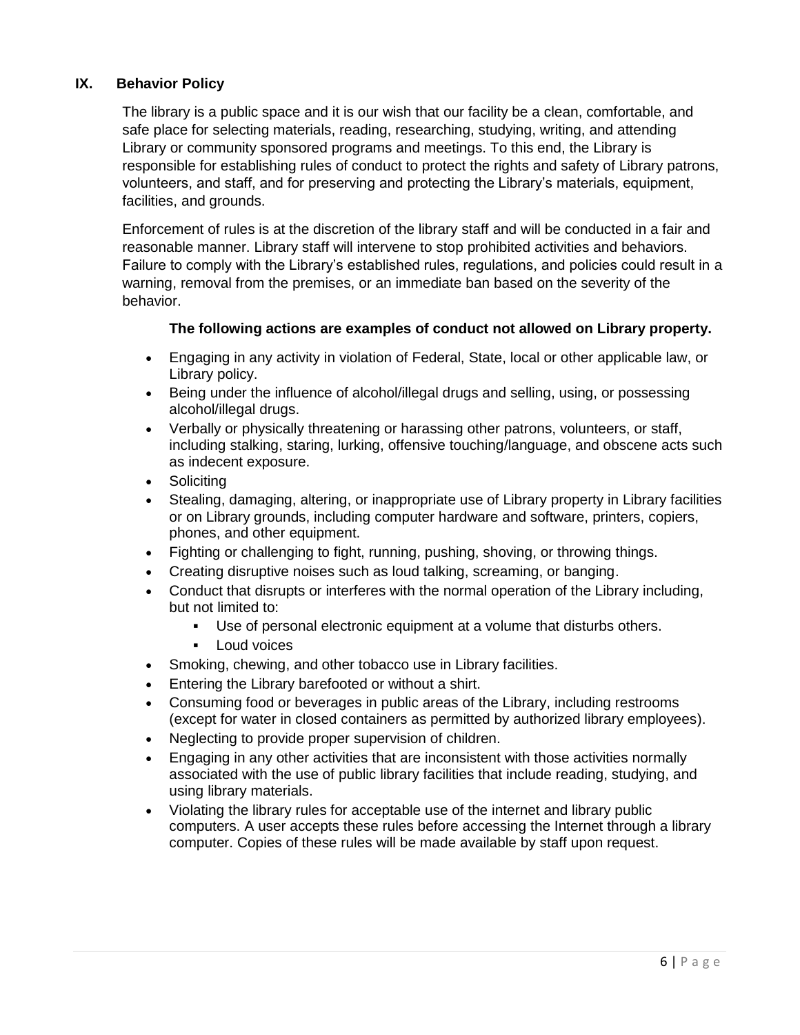## IX. Behavior Policy

The library is a public space and it is our wish that our facility be a clean, comfortable, and safe place for selecting materials, reading, researching, studying, writing, and attending Library or community sponsored programs and meetings. To this end, the Library is responsible for establishing rules of conduct to protect the rights and safety of Library patrons, volunteers, and staff, and for preserving and protecting the Library's materials, equipment, facilities, and grounds.

Enforcement of rules is at the discretion of the library staff and will be conducted in a fair and reasonable manner. Library staff will intervene to stop prohibited activities and behaviors. Failure to comply with the Library's established rules, regulations, and policies could result in a warning, removal from the premises, or an immediate ban based on the severity of the behavior.

**The following actions are examples of conduct not allowed on Library property.**

- Engaging in any activity in violation of Federal, State, local or other applicable law, or Library policy.
- Being under the influence of alcohol/illegal drugs and selling, using, or possessing alcohol/illegal drugs.
- Verbally or physically threatening or harassing other patrons, volunteers, or staff, including stalking, staring, lurking, offensive touching/language, and obscene acts such as indecent exposure.
- Soliciting
- Stealing, damaging, altering, or inappropriate use of Library property in Library facilities or on Library grounds, including computer hardware and software, printers, copiers, phones, and other equipment.
- Fighting or challenging to fight, running, pushing, shoving, or throwing things.
- Creating disruptive noises such as loud talking, screaming, or banging.
- Conduct that disrupts or interferes with the normal operation of the Library including, but not limited to:
  - Use of personal electronic equipment at a volume that disturbs others.
  - Loud voices
- Smoking, chewing, and other tobacco use in Library facilities.
- Entering the Library barefooted or without a shirt.
- Consuming food or beverages in public areas of the Library, including restrooms (except for water in closed containers as permitted by authorized library employees).
- Neglecting to provide proper supervision of children.
- Engaging in any other activities that are inconsistent with those activities normally associated with the use of public library facilities that include reading, studying, and using library materials.
- Violating the library rules for acceptable use of the internet and library public computers. A user accepts these rules before accessing the Internet through a library computer. Copies of these rules will be made available by staff upon request.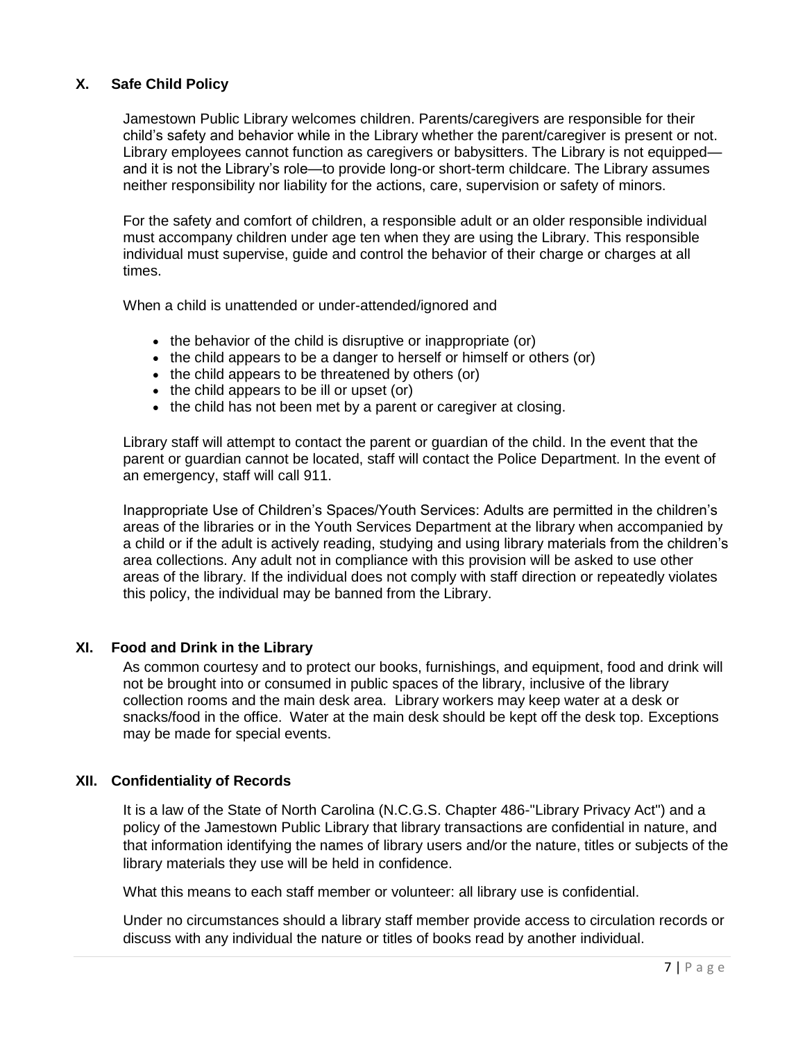## X. Safe Child Policy

Jamestown Public Library welcomes children. Parents/caregivers are responsible for their child's safety and behavior while in the Library whether the parent/caregiver is present or not. Library employees cannot function as caregivers or babysitters. The Library is not equipped—and it is not the Library's role—to provide long-or short-term childcare. The Library assumes neither responsibility nor liability for the actions, care, supervision or safety of minors.

For the safety and comfort of children, a responsible adult or an older responsible individual must accompany children under age ten when they are using the Library. This responsible individual must supervise, guide and control the behavior of their charge or charges at all times.

When a child is unattended or under-attended/ignored and

- the behavior of the child is disruptive or inappropriate (or)
- the child appears to be a danger to herself or himself or others (or)
- the child appears to be threatened by others (or)
- the child appears to be ill or upset (or)
- the child has not been met by a parent or caregiver at closing.

Library staff will attempt to contact the parent or guardian of the child. In the event that the parent or guardian cannot be located, staff will contact the Police Department. In the event of an emergency, staff will call 911.

Inappropriate Use of Children's Spaces/Youth Services: Adults are permitted in the children's areas of the libraries or in the Youth Services Department at the library when accompanied by a child or if the adult is actively reading, studying and using library materials from the children's area collections. Any adult not in compliance with this provision will be asked to use other areas of the library. If the individual does not comply with staff direction or repeatedly violates this policy, the individual may be banned from the Library.

## XI. Food and Drink in the Library

As common courtesy and to protect our books, furnishings, and equipment, food and drink will not be brought into or consumed in public spaces of the library, inclusive of the library collection rooms and the main desk area. Library workers may keep water at a desk or snacks/food in the office. Water at the main desk should be kept off the desk top. Exceptions may be made for special events.

## XII. Confidentiality of Records

It is a law of the State of North Carolina (N.C.G.S. Chapter 486-"Library Privacy Act") and a policy of the Jamestown Public Library that library transactions are confidential in nature, and that information identifying the names of library users and/or the nature, titles or subjects of the library materials they use will be held in confidence.

What this means to each staff member or volunteer: all library use is confidential.

Under no circumstances should a library staff member provide access to circulation records or discuss with any individual the nature or titles of books read by another individual.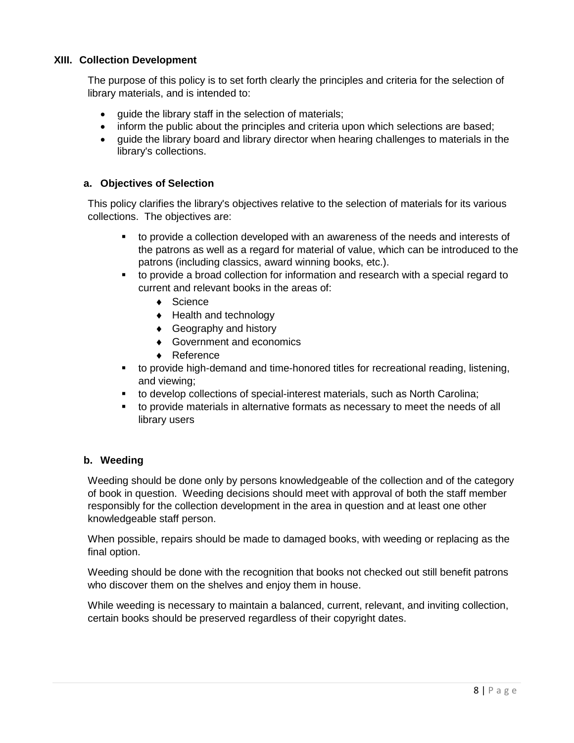## XIII. Collection Development

The purpose of this policy is to set forth clearly the principles and criteria for the selection of library materials, and is intended to:

- guide the library staff in the selection of materials;
- inform the public about the principles and criteria upon which selections are based;
- guide the library board and library director when hearing challenges to materials in the library's collections.

### a. Objectives of Selection

This policy clarifies the library's objectives relative to the selection of materials for its various collections. The objectives are:

- to provide a collection developed with an awareness of the needs and interests of the patrons as well as a regard for material of value, which can be introduced to the patrons (including classics, award winning books, etc.).
- to provide a broad collection for information and research with a special regard to current and relevant books in the areas of:
  - Science
  - Health and technology
  - Geography and history
  - Government and economics
  - Reference
- to provide high-demand and time-honored titles for recreational reading, listening, and viewing;
- to develop collections of special-interest materials, such as North Carolina;
- to provide materials in alternative formats as necessary to meet the needs of all library users

### b. Weeding

Weeding should be done only by persons knowledgeable of the collection and of the category of book in question. Weeding decisions should meet with approval of both the staff member responsibly for the collection development in the area in question and at least one other knowledgeable staff person.

When possible, repairs should be made to damaged books, with weeding or replacing as the final option.

Weeding should be done with the recognition that books not checked out still benefit patrons who discover them on the shelves and enjoy them in house.

While weeding is necessary to maintain a balanced, current, relevant, and inviting collection, certain books should be preserved regardless of their copyright dates.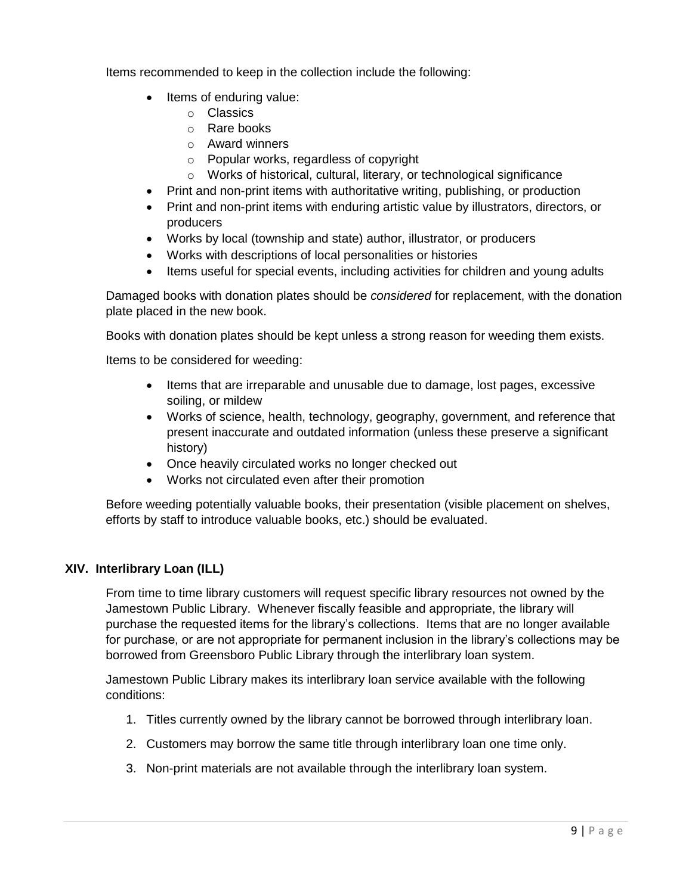Items recommended to keep in the collection include the following:

- Items of enduring value:
  - Classics
  - Rare books
  - Award winners
  - Popular works, regardless of copyright
  - Works of historical, cultural, literary, or technological significance
- Print and non-print items with authoritative writing, publishing, or production
- Print and non-print items with enduring artistic value by illustrators, directors, or producers
- Works by local (township and state) author, illustrator, or producers
- Works with descriptions of local personalities or histories
- Items useful for special events, including activities for children and young adults

Damaged books with donation plates should be *considered* for replacement, with the donation plate placed in the new book.

Books with donation plates should be kept unless a strong reason for weeding them exists.

Items to be considered for weeding:

- Items that are irreparable and unusable due to damage, lost pages, excessive soiling, or mildew
- Works of science, health, technology, geography, government, and reference that present inaccurate and outdated information (unless these preserve a significant history)
- Once heavily circulated works no longer checked out
- Works not circulated even after their promotion

Before weeding potentially valuable books, their presentation (visible placement on shelves, efforts by staff to introduce valuable books, etc.) should be evaluated.

## XIV. Interlibrary Loan (ILL)

From time to time library customers will request specific library resources not owned by the Jamestown Public Library. Whenever fiscally feasible and appropriate, the library will purchase the requested items for the library's collections. Items that are no longer available for purchase, or are not appropriate for permanent inclusion in the library's collections may be borrowed from Greensboro Public Library through the interlibrary loan system.

Jamestown Public Library makes its interlibrary loan service available with the following conditions:

1. Titles currently owned by the library cannot be borrowed through interlibrary loan.
2. Customers may borrow the same title through interlibrary loan one time only.
3. Non-print materials are not available through the interlibrary loan system.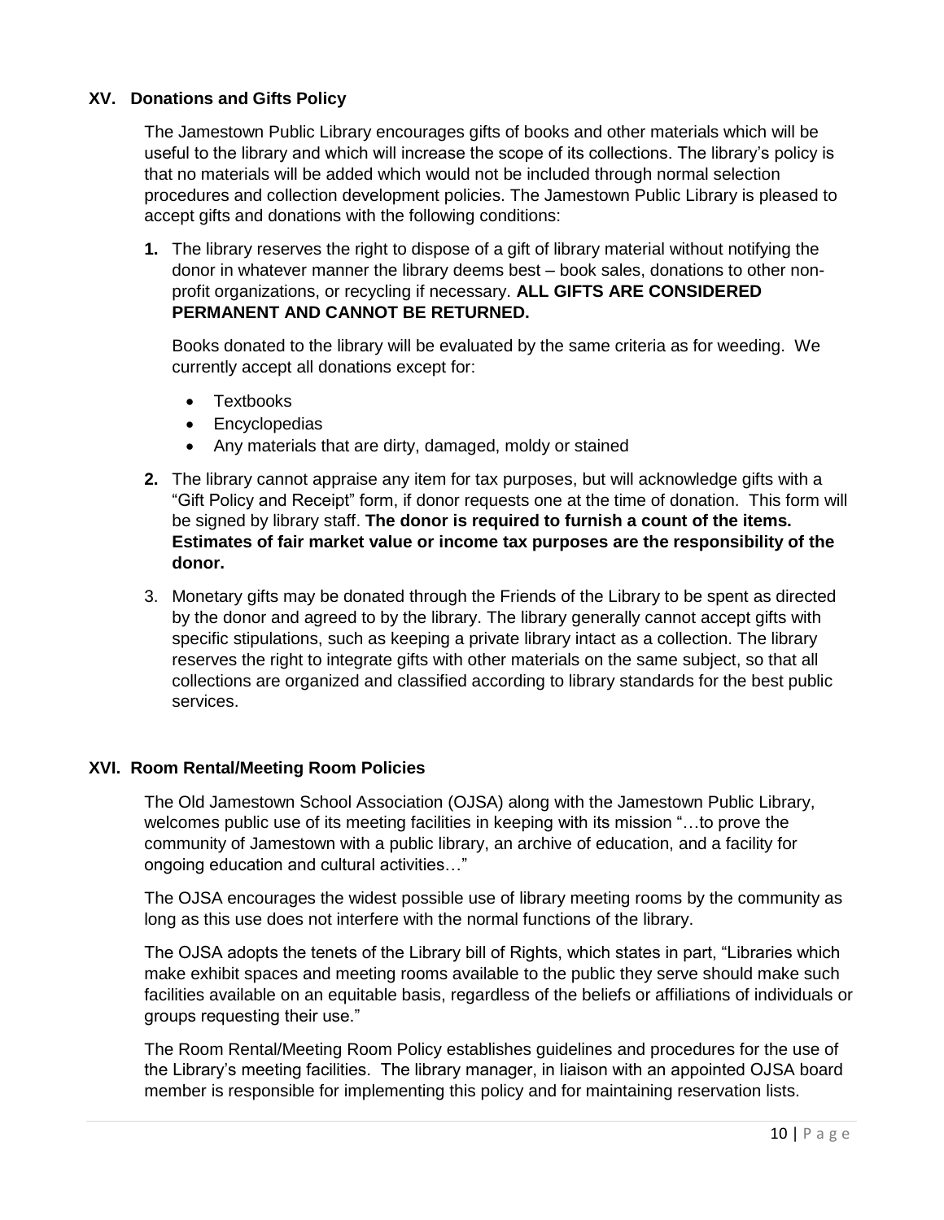## XV. Donations and Gifts Policy

The Jamestown Public Library encourages gifts of books and other materials which will be useful to the library and which will increase the scope of its collections. The library's policy is that no materials will be added which would not be included through normal selection procedures and collection development policies. The Jamestown Public Library is pleased to accept gifts and donations with the following conditions:

1. The library reserves the right to dispose of a gift of library material without notifying the donor in whatever manner the library deems best – book sales, donations to other non-profit organizations, or recycling if necessary. **ALL GIFTS ARE CONSIDERED PERMANENT AND CANNOT BE RETURNED.**

   Books donated to the library will be evaluated by the same criteria as for weeding. We currently accept all donations except for:

   - Textbooks
   - Encyclopedias
   - Any materials that are dirty, damaged, moldy or stained

2. The library cannot appraise any item for tax purposes, but will acknowledge gifts with a "Gift Policy and Receipt" form, if donor requests one at the time of donation. This form will be signed by library staff. **The donor is required to furnish a count of the items. Estimates of fair market value or income tax purposes are the responsibility of the donor.**

3. Monetary gifts may be donated through the Friends of the Library to be spent as directed by the donor and agreed to by the library. The library generally cannot accept gifts with specific stipulations, such as keeping a private library intact as a collection. The library reserves the right to integrate gifts with other materials on the same subject, so that all collections are organized and classified according to library standards for the best public services.

## XVI. Room Rental/Meeting Room Policies

The Old Jamestown School Association (OJSA) along with the Jamestown Public Library, welcomes public use of its meeting facilities in keeping with its mission "…to prove the community of Jamestown with a public library, an archive of education, and a facility for ongoing education and cultural activities…"

The OJSA encourages the widest possible use of library meeting rooms by the community as long as this use does not interfere with the normal functions of the library.

The OJSA adopts the tenets of the Library bill of Rights, which states in part, "Libraries which make exhibit spaces and meeting rooms available to the public they serve should make such facilities available on an equitable basis, regardless of the beliefs or affiliations of individuals or groups requesting their use."

The Room Rental/Meeting Room Policy establishes guidelines and procedures for the use of the Library's meeting facilities. The library manager, in liaison with an appointed OJSA board member is responsible for implementing this policy and for maintaining reservation lists.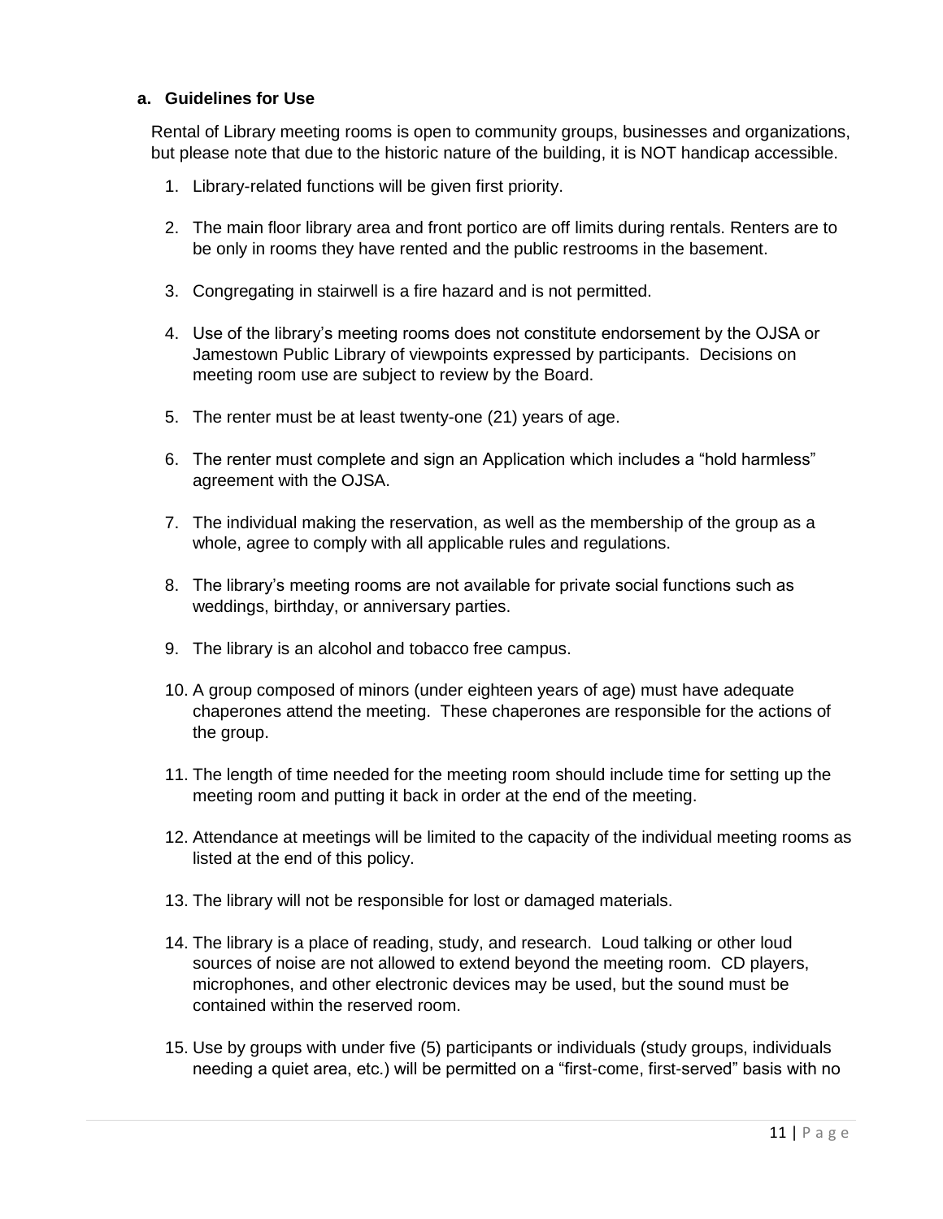### a. Guidelines for Use

Rental of Library meeting rooms is open to community groups, businesses and organizations, but please note that due to the historic nature of the building, it is NOT handicap accessible.

1. Library-related functions will be given first priority.

2. The main floor library area and front portico are off limits during rentals. Renters are to be only in rooms they have rented and the public restrooms in the basement.

3. Congregating in stairwell is a fire hazard and is not permitted.

4. Use of the library's meeting rooms does not constitute endorsement by the OJSA or Jamestown Public Library of viewpoints expressed by participants. Decisions on meeting room use are subject to review by the Board.

5. The renter must be at least twenty-one (21) years of age.

6. The renter must complete and sign an Application which includes a "hold harmless" agreement with the OJSA.

7. The individual making the reservation, as well as the membership of the group as a whole, agree to comply with all applicable rules and regulations.

8. The library's meeting rooms are not available for private social functions such as weddings, birthday, or anniversary parties.

9. The library is an alcohol and tobacco free campus.

10. A group composed of minors (under eighteen years of age) must have adequate chaperones attend the meeting. These chaperones are responsible for the actions of the group.

11. The length of time needed for the meeting room should include time for setting up the meeting room and putting it back in order at the end of the meeting.

12. Attendance at meetings will be limited to the capacity of the individual meeting rooms as listed at the end of this policy.

13. The library will not be responsible for lost or damaged materials.

14. The library is a place of reading, study, and research. Loud talking or other loud sources of noise are not allowed to extend beyond the meeting room. CD players, microphones, and other electronic devices may be used, but the sound must be contained within the reserved room.

15. Use by groups with under five (5) participants or individuals (study groups, individuals needing a quiet area, etc.) will be permitted on a "first-come, first-served" basis with no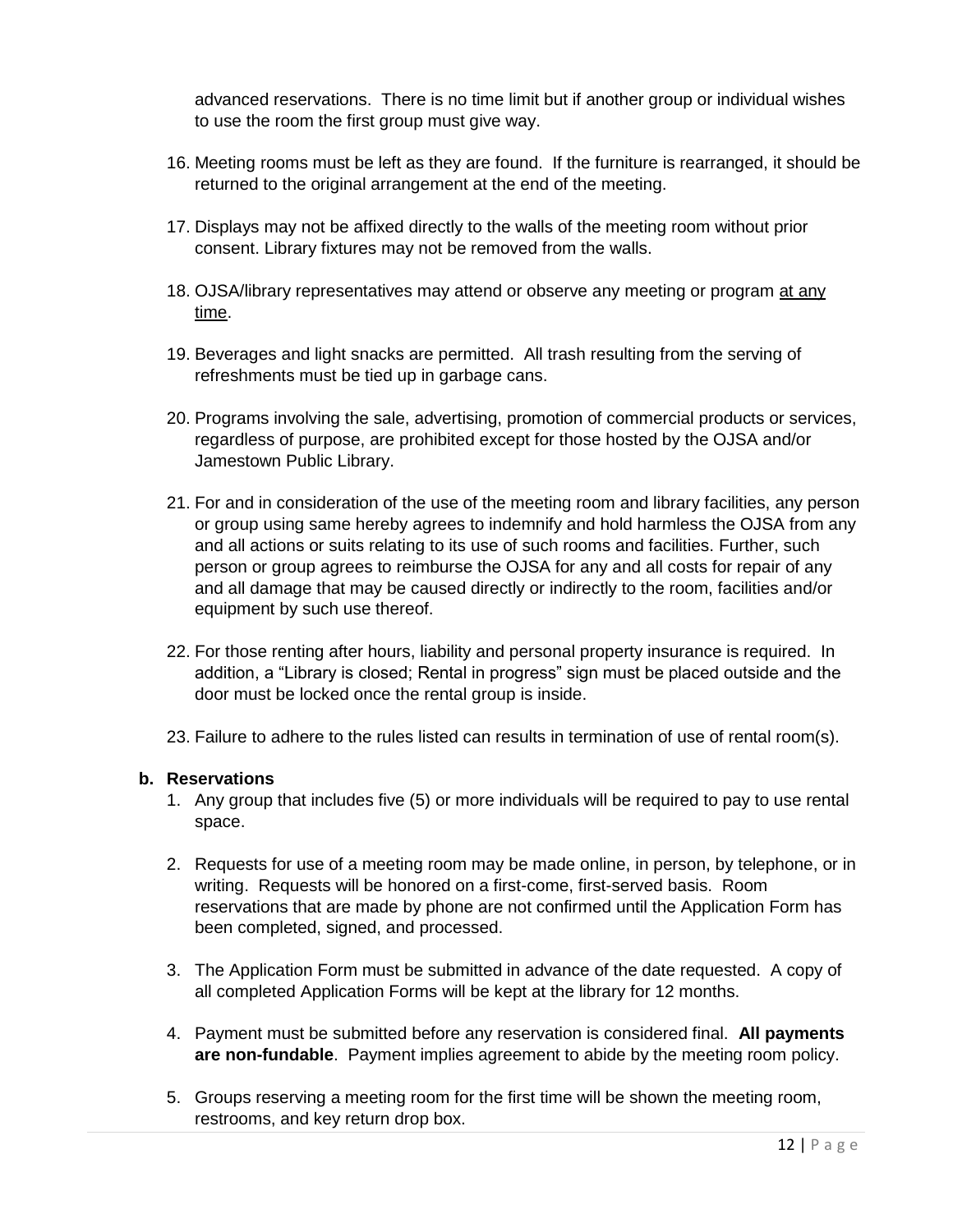advanced reservations. There is no time limit but if another group or individual wishes to use the room the first group must give way.

16. Meeting rooms must be left as they are found. If the furniture is rearranged, it should be returned to the original arrangement at the end of the meeting.

17. Displays may not be affixed directly to the walls of the meeting room without prior consent. Library fixtures may not be removed from the walls.

18. OJSA/library representatives may attend or observe any meeting or program <u>at any time</u>.

19. Beverages and light snacks are permitted. All trash resulting from the serving of refreshments must be tied up in garbage cans.

20. Programs involving the sale, advertising, promotion of commercial products or services, regardless of purpose, are prohibited except for those hosted by the OJSA and/or Jamestown Public Library.

21. For and in consideration of the use of the meeting room and library facilities, any person or group using same hereby agrees to indemnify and hold harmless the OJSA from any and all actions or suits relating to its use of such rooms and facilities. Further, such person or group agrees to reimburse the OJSA for any and all costs for repair of any and all damage that may be caused directly or indirectly to the room, facilities and/or equipment by such use thereof.

22. For those renting after hours, liability and personal property insurance is required. In addition, a "Library is closed; Rental in progress" sign must be placed outside and the door must be locked once the rental group is inside.

23. Failure to adhere to the rules listed can results in termination of use of rental room(s).

**b. Reservations**

1. Any group that includes five (5) or more individuals will be required to pay to use rental space.

2. Requests for use of a meeting room may be made online, in person, by telephone, or in writing. Requests will be honored on a first-come, first-served basis. Room reservations that are made by phone are not confirmed until the Application Form has been completed, signed, and processed.

3. The Application Form must be submitted in advance of the date requested. A copy of all completed Application Forms will be kept at the library for 12 months.

4. Payment must be submitted before any reservation is considered final. **All payments are non-fundable**. Payment implies agreement to abide by the meeting room policy.

5. Groups reserving a meeting room for the first time will be shown the meeting room, restrooms, and key return drop box.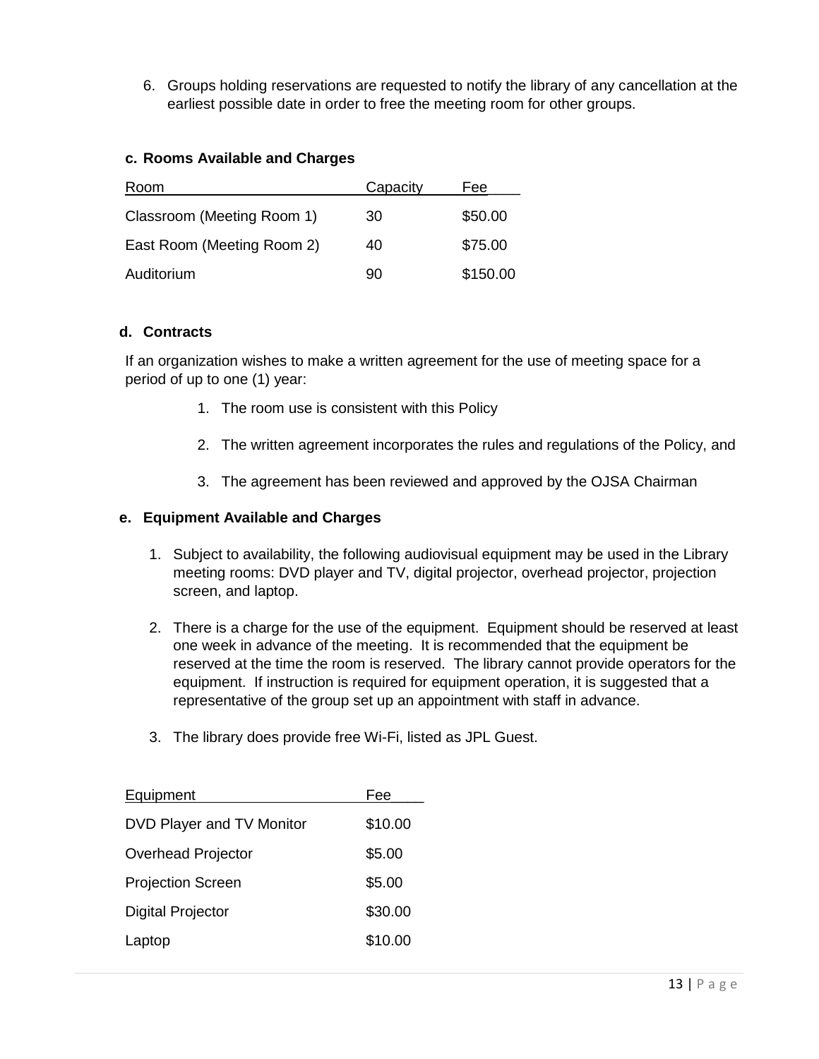6. Groups holding reservations are requested to notify the library of any cancellation at the earliest possible date in order to free the meeting room for other groups.

**c. Rooms Available and Charges**

| Room | Capacity | Fee |
|---|---|---|
| Classroom (Meeting Room 1) | 30 | $50.00 |
| East Room (Meeting Room 2) | 40 | $75.00 |
| Auditorium | 90 | $150.00 |

**d. Contracts**

If an organization wishes to make a written agreement for the use of meeting space for a period of up to one (1) year:

1. The room use is consistent with this Policy
2. The written agreement incorporates the rules and regulations of the Policy, and
3. The agreement has been reviewed and approved by the OJSA Chairman

**e. Equipment Available and Charges**

1. Subject to availability, the following audiovisual equipment may be used in the Library meeting rooms: DVD player and TV, digital projector, overhead projector, projection screen, and laptop.
2. There is a charge for the use of the equipment. Equipment should be reserved at least one week in advance of the meeting. It is recommended that the equipment be reserved at the time the room is reserved. The library cannot provide operators for the equipment. If instruction is required for equipment operation, it is suggested that a representative of the group set up an appointment with staff in advance.
3. The library does provide free Wi-Fi, listed as JPL Guest.

| Equipment | Fee |
|---|---|
| DVD Player and TV Monitor | $10.00 |
| Overhead Projector | $5.00 |
| Projection Screen | $5.00 |
| Digital Projector | $30.00 |
| Laptop | $10.00 |